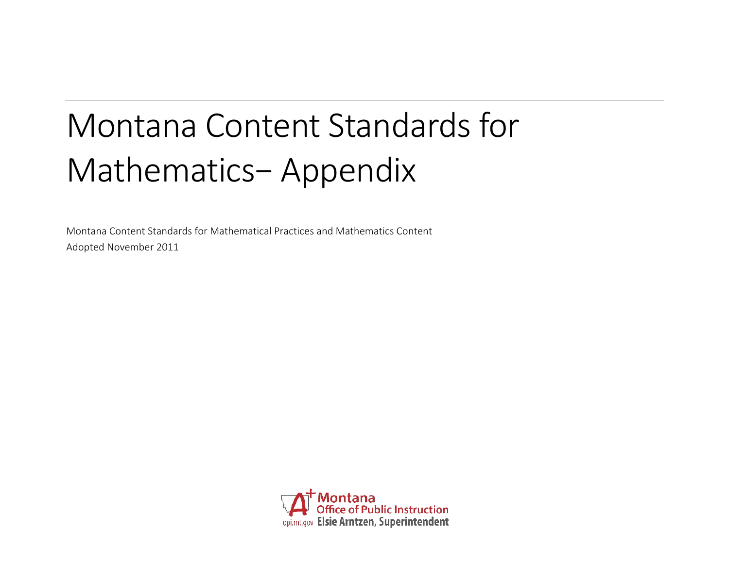# Montana Content Standards for Mathematics– Appendix

Montana Content Standards for Mathematical Practices and Mathematics Content

Adopted November 2011

Montana Office of Public Instruction

opi.mt.gov Elsie Arntzen, Superintendent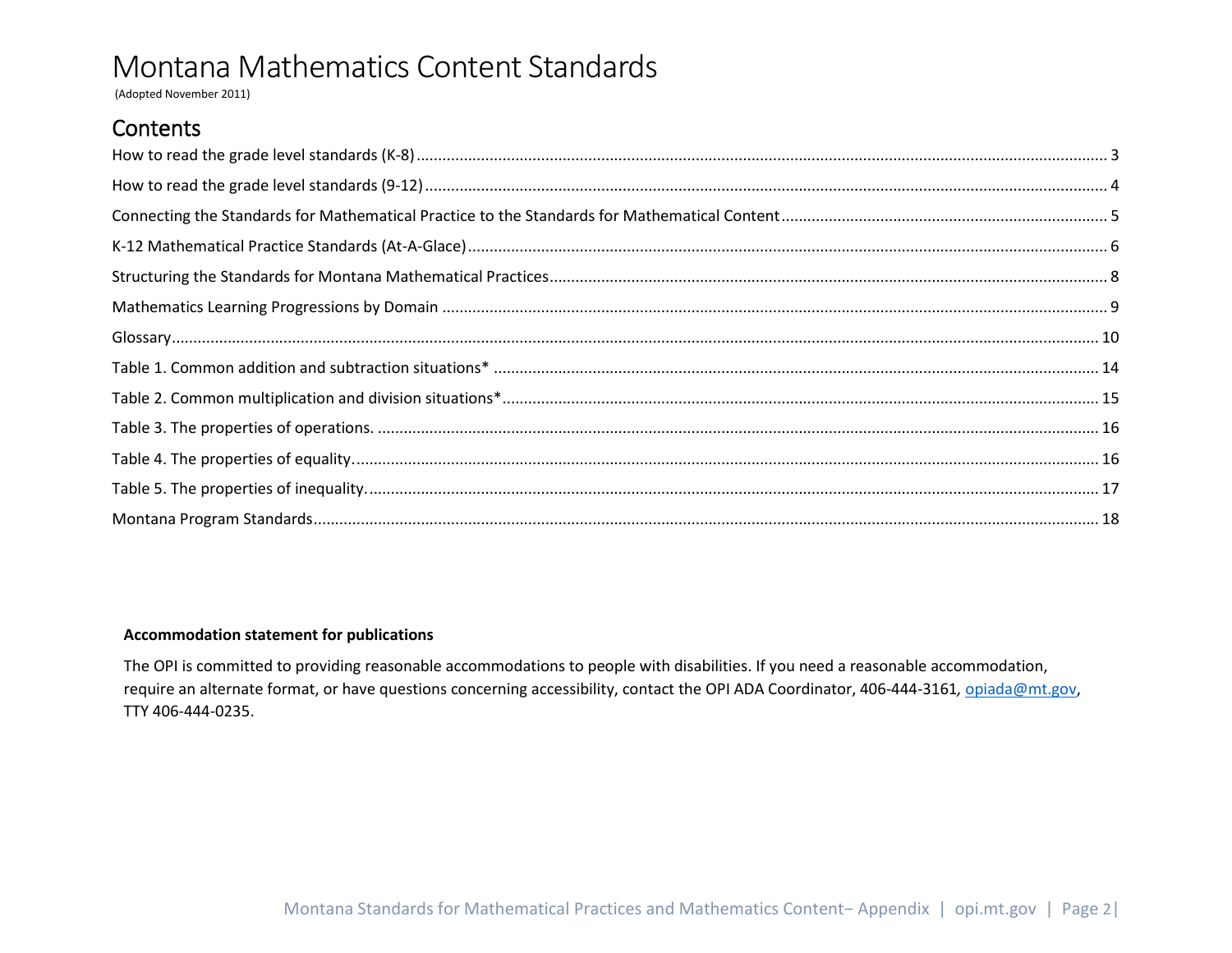# Montana Mathematics Content Standards

(Adopted November 2011)

## Contents

How to read the grade level standards (K-8) .......... 3

How to read the grade level standards (9-12) .......... 4

Connecting the Standards for Mathematical Practice to the Standards for Mathematical Content .......... 5

K-12 Mathematical Practice Standards (At-A-Glace) .......... 6

Structuring the Standards for Montana Mathematical Practices .......... 8

Mathematics Learning Progressions by Domain .......... 9

Glossary .......... 10

Table 1. Common addition and subtraction situations* .......... 14

Table 2. Common multiplication and division situations* .......... 15

Table 3. The properties of operations. .......... 16

Table 4. The properties of equality. .......... 16

Table 5. The properties of inequality. .......... 17

Montana Program Standards .......... 18

**Accommodation statement for publications**

The OPI is committed to providing reasonable accommodations to people with disabilities. If you need a reasonable accommodation, require an alternate format, or have questions concerning accessibility, contact the OPI ADA Coordinator, 406-444-3161, opiada@mt.gov, TTY 406-444-0235.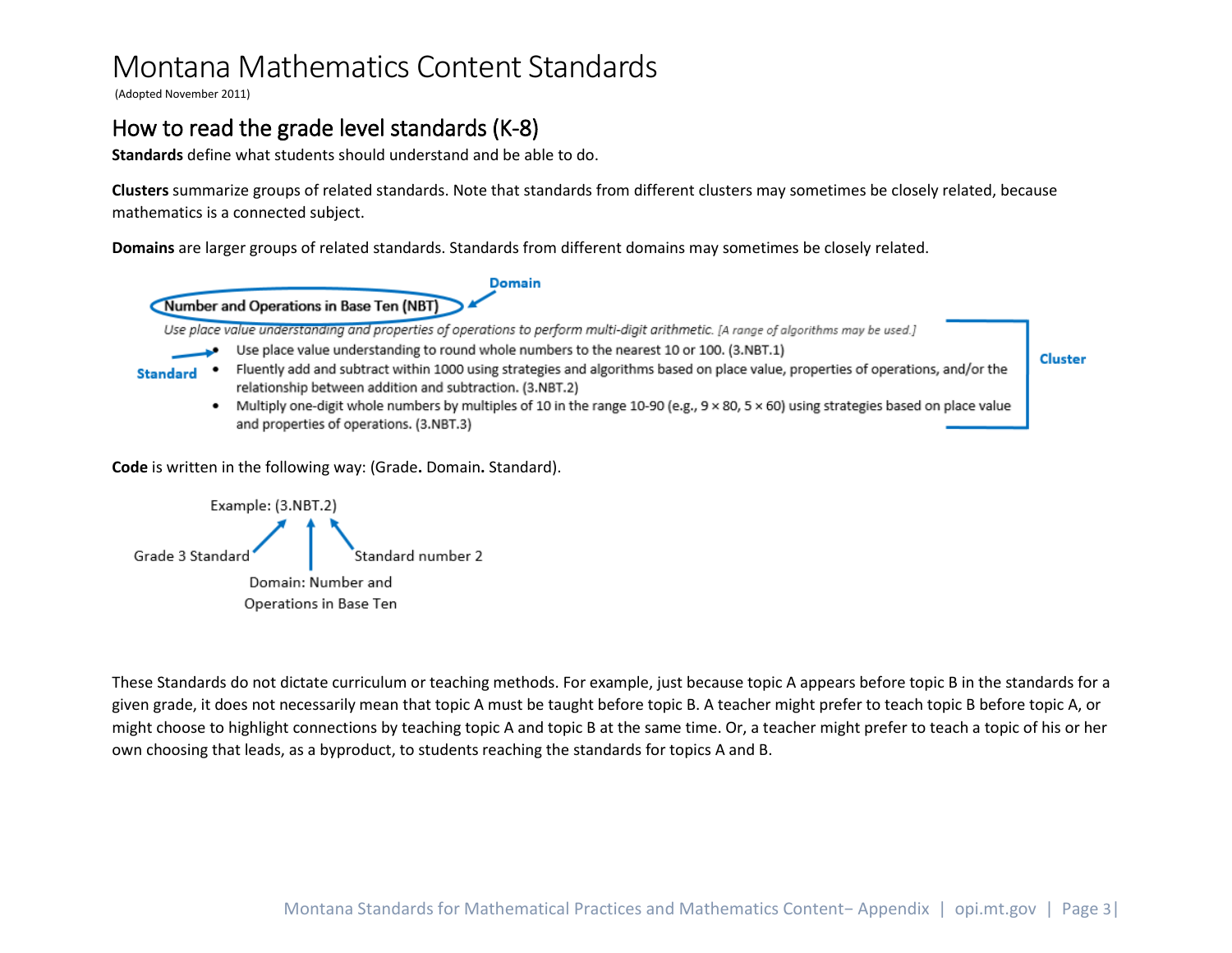# Montana Mathematics Content Standards

(Adopted November 2011)

## How to read the grade level standards (K-8)

**Standards** define what students should understand and be able to do.

**Clusters** summarize groups of related standards. Note that standards from different clusters may sometimes be closely related, because mathematics is a connected subject.

**Domains** are larger groups of related standards. Standards from different domains may sometimes be closely related.

Domain

**Number and Operations in Base Ten (NBT)**

*Use place value understanding and properties of operations to perform multi-digit arithmetic. [A range of algorithms may be used.]*

Standard

- Use place value understanding to round whole numbers to the nearest 10 or 100. (3.NBT.1)
- Fluently add and subtract within 1000 using strategies and algorithms based on place value, properties of operations, and/or the relationship between addition and subtraction. (3.NBT.2)
- Multiply one-digit whole numbers by multiples of 10 in the range 10-90 (e.g., 9 × 80, 5 × 60) using strategies based on place value and properties of operations. (3.NBT.3)

Cluster

**Code** is written in the following way: (Grade**.** Domain**.** Standard).

Example: (3.NBT.2)

- Grade 3 Standard
- Domain: Number and Operations in Base Ten
- Standard number 2

These Standards do not dictate curriculum or teaching methods. For example, just because topic A appears before topic B in the standards for a given grade, it does not necessarily mean that topic A must be taught before topic B. A teacher might prefer to teach topic B before topic A, or might choose to highlight connections by teaching topic A and topic B at the same time. Or, a teacher might prefer to teach a topic of his or her own choosing that leads, as a byproduct, to students reaching the standards for topics A and B.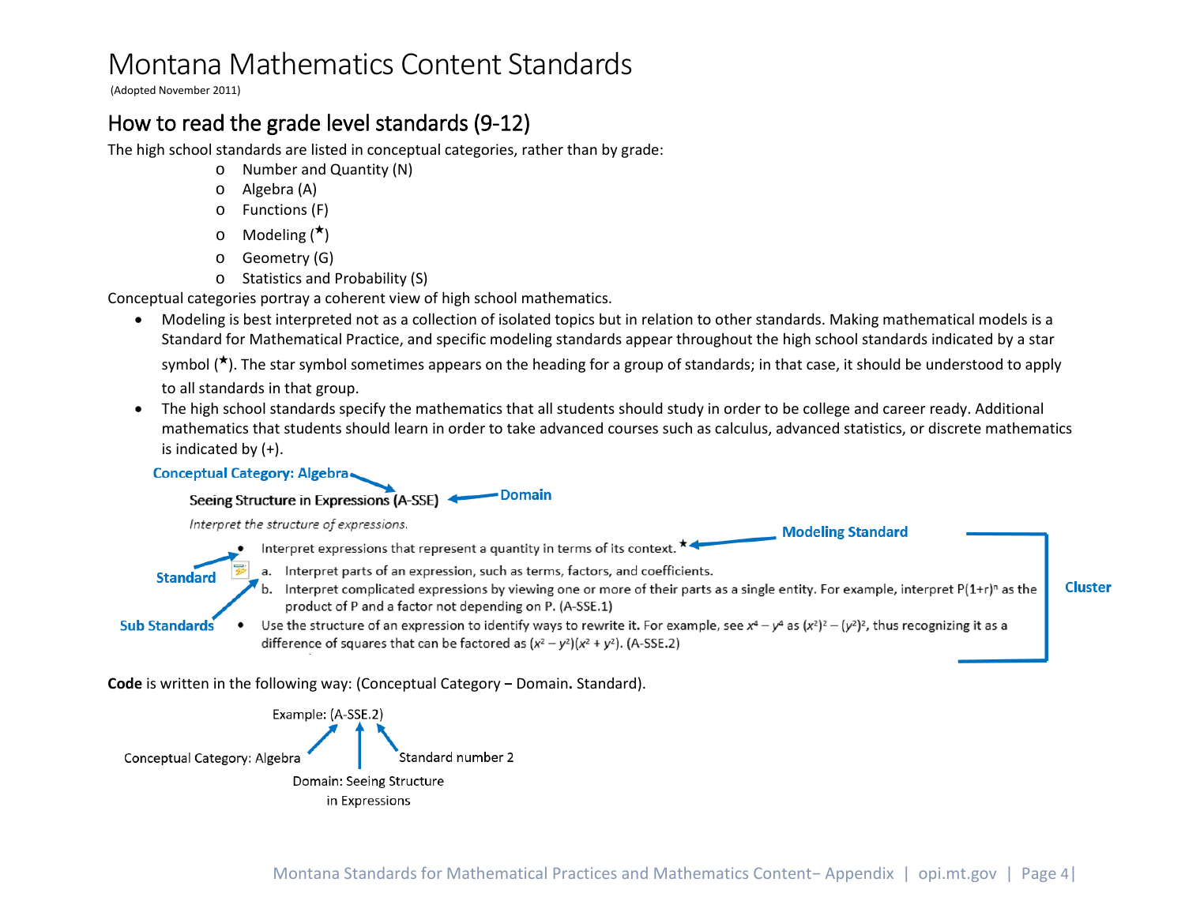# Montana Mathematics Content Standards

(Adopted November 2011)

## How to read the grade level standards (9-12)

The high school standards are listed in conceptual categories, rather than by grade:

- Number and Quantity (N)
- Algebra (A)
- Functions (F)
- Modeling (★)
- Geometry (G)
- Statistics and Probability (S)

Conceptual categories portray a coherent view of high school mathematics.

- Modeling is best interpreted not as a collection of isolated topics but in relation to other standards. Making mathematical models is a Standard for Mathematical Practice, and specific modeling standards appear throughout the high school standards indicated by a star symbol (★). The star symbol sometimes appears on the heading for a group of standards; in that case, it should be understood to apply to all standards in that group.
- The high school standards specify the mathematics that all students should study in order to be college and career ready. Additional mathematics that students should learn in order to take advanced courses such as calculus, advanced statistics, or discrete mathematics is indicated by (+).

Conceptual Category: Algebra

Seeing Structure in Expressions (A-SSE) ← Domain

*Interpret the structure of expressions.*

Cluster:

- Interpret expressions that represent a quantity in terms of its context.★ ← Modeling Standard (Standard)
  - a. Interpret parts of an expression, such as terms, factors, and coefficients. (Sub Standards)
  - b. Interpret complicated expressions by viewing one or more of their parts as a single entity. For example, interpret $P(1+r)^n$ as the product of P and a factor not depending on P. (A-SSE.1)
- Use the structure of an expression to identify ways to rewrite it. For example, see $x^4 - y^4$ as $(x^2)^2 - (y^2)^2$, thus recognizing it as a difference of squares that can be factored as $(x^2 - y^2)(x^2 + y^2)$. (A-SSE.2)

**Code** is written in the following way: (Conceptual Category **–** Domain**.** Standard).

Example: (A-SSE.2)

- Conceptual Category: Algebra
- Domain: Seeing Structure in Expressions
- Standard number 2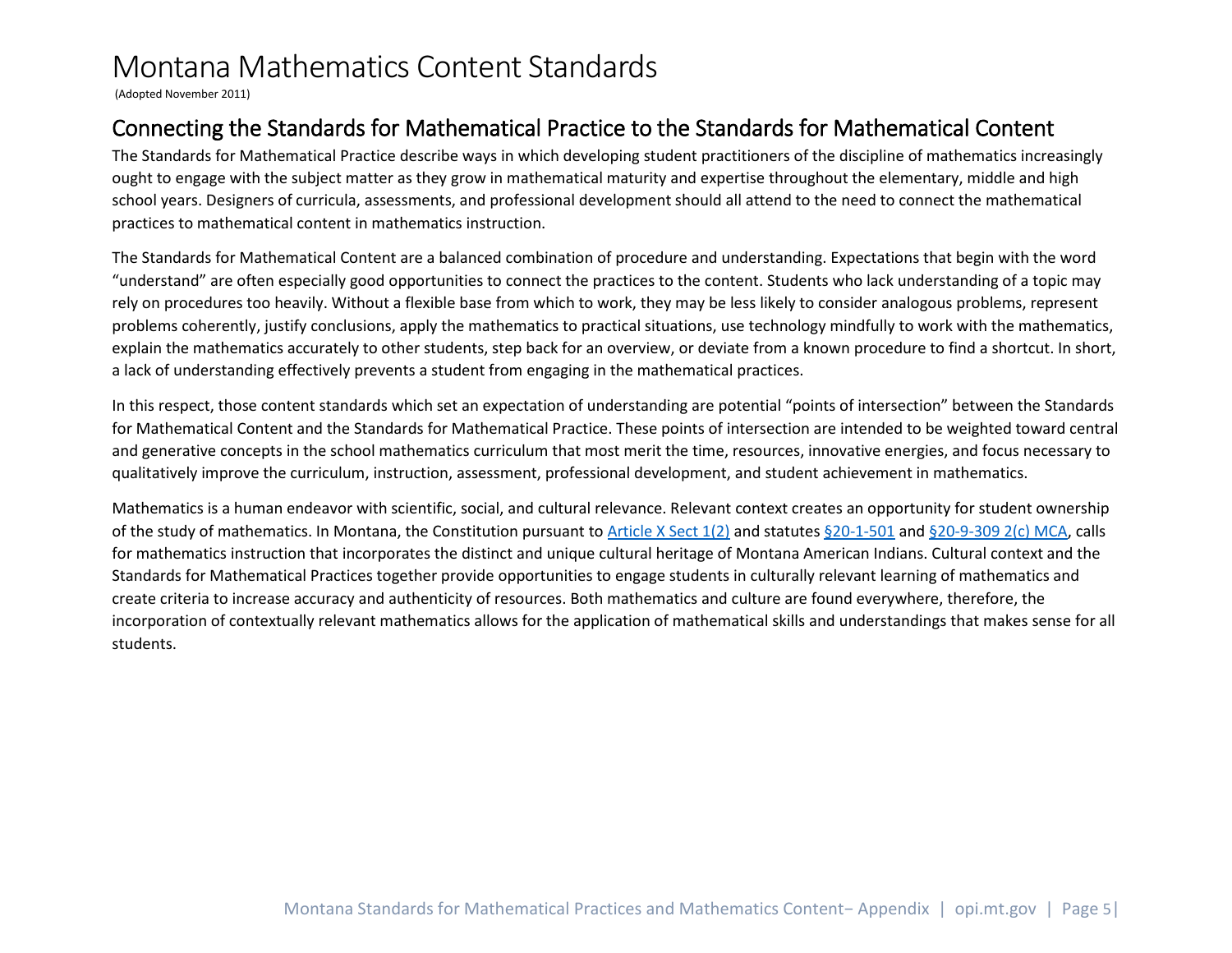# Montana Mathematics Content Standards

(Adopted November 2011)

## Connecting the Standards for Mathematical Practice to the Standards for Mathematical Content

The Standards for Mathematical Practice describe ways in which developing student practitioners of the discipline of mathematics increasingly ought to engage with the subject matter as they grow in mathematical maturity and expertise throughout the elementary, middle and high school years. Designers of curricula, assessments, and professional development should all attend to the need to connect the mathematical practices to mathematical content in mathematics instruction.

The Standards for Mathematical Content are a balanced combination of procedure and understanding. Expectations that begin with the word "understand" are often especially good opportunities to connect the practices to the content. Students who lack understanding of a topic may rely on procedures too heavily. Without a flexible base from which to work, they may be less likely to consider analogous problems, represent problems coherently, justify conclusions, apply the mathematics to practical situations, use technology mindfully to work with the mathematics, explain the mathematics accurately to other students, step back for an overview, or deviate from a known procedure to find a shortcut. In short, a lack of understanding effectively prevents a student from engaging in the mathematical practices.

In this respect, those content standards which set an expectation of understanding are potential "points of intersection" between the Standards for Mathematical Content and the Standards for Mathematical Practice. These points of intersection are intended to be weighted toward central and generative concepts in the school mathematics curriculum that most merit the time, resources, innovative energies, and focus necessary to qualitatively improve the curriculum, instruction, assessment, professional development, and student achievement in mathematics.

Mathematics is a human endeavor with scientific, social, and cultural relevance. Relevant context creates an opportunity for student ownership of the study of mathematics. In Montana, the Constitution pursuant to Article X Sect 1(2) and statutes §20-1-501 and §20-9-309 2(c) MCA, calls for mathematics instruction that incorporates the distinct and unique cultural heritage of Montana American Indians. Cultural context and the Standards for Mathematical Practices together provide opportunities to engage students in culturally relevant learning of mathematics and create criteria to increase accuracy and authenticity of resources. Both mathematics and culture are found everywhere, therefore, the incorporation of contextually relevant mathematics allows for the application of mathematical skills and understandings that makes sense for all students.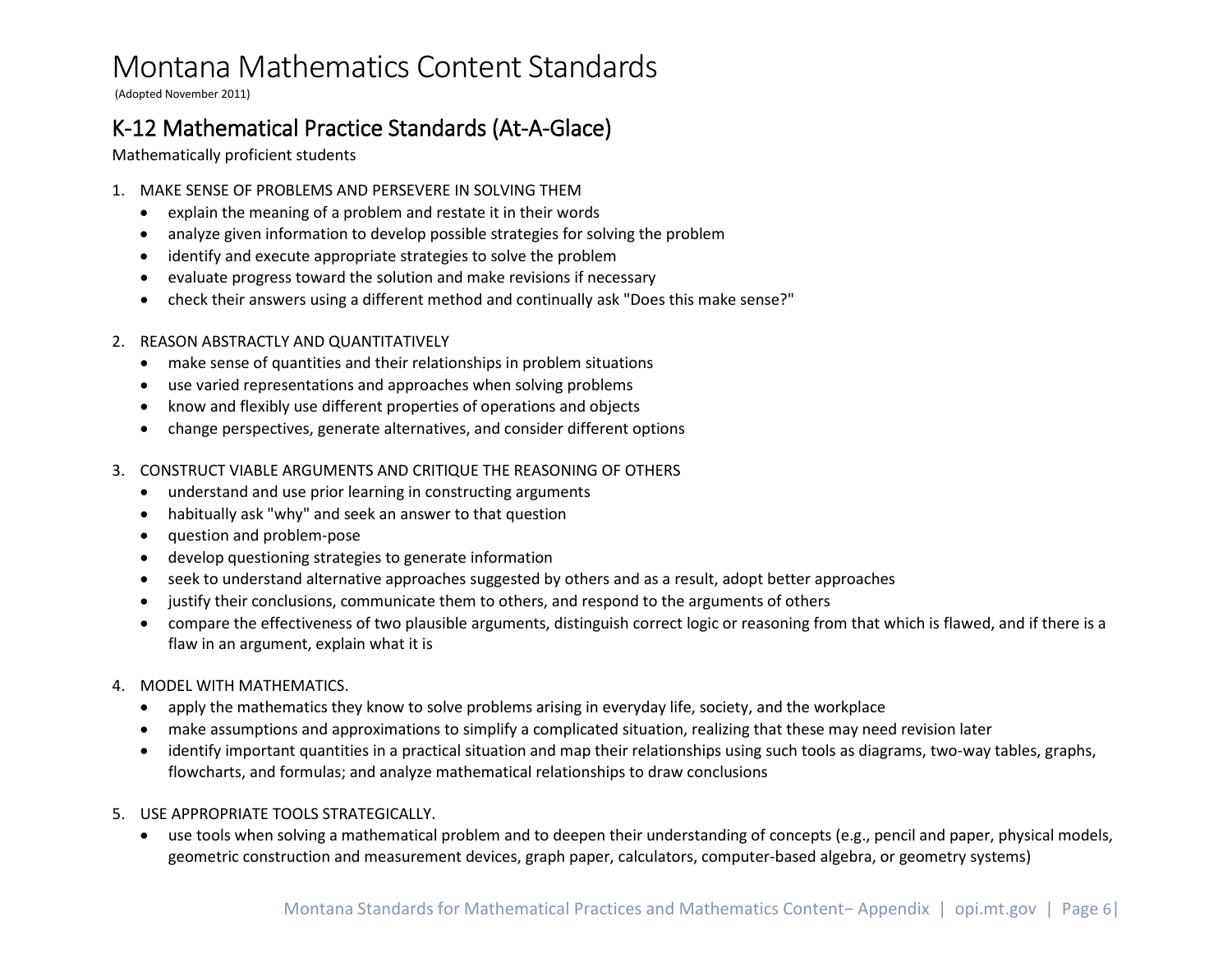# Montana Mathematics Content Standards

(Adopted November 2011)

## K-12 Mathematical Practice Standards (At-A-Glace)

Mathematically proficient students

1. MAKE SENSE OF PROBLEMS AND PERSEVERE IN SOLVING THEM
   - explain the meaning of a problem and restate it in their words
   - analyze given information to develop possible strategies for solving the problem
   - identify and execute appropriate strategies to solve the problem
   - evaluate progress toward the solution and make revisions if necessary
   - check their answers using a different method and continually ask "Does this make sense?"

2. REASON ABSTRACTLY AND QUANTITATIVELY
   - make sense of quantities and their relationships in problem situations
   - use varied representations and approaches when solving problems
   - know and flexibly use different properties of operations and objects
   - change perspectives, generate alternatives, and consider different options

3. CONSTRUCT VIABLE ARGUMENTS AND CRITIQUE THE REASONING OF OTHERS
   - understand and use prior learning in constructing arguments
   - habitually ask "why" and seek an answer to that question
   - question and problem-pose
   - develop questioning strategies to generate information
   - seek to understand alternative approaches suggested by others and as a result, adopt better approaches
   - justify their conclusions, communicate them to others, and respond to the arguments of others
   - compare the effectiveness of two plausible arguments, distinguish correct logic or reasoning from that which is flawed, and if there is a flaw in an argument, explain what it is

4. MODEL WITH MATHEMATICS.
   - apply the mathematics they know to solve problems arising in everyday life, society, and the workplace
   - make assumptions and approximations to simplify a complicated situation, realizing that these may need revision later
   - identify important quantities in a practical situation and map their relationships using such tools as diagrams, two-way tables, graphs, flowcharts, and formulas; and analyze mathematical relationships to draw conclusions

5. USE APPROPRIATE TOOLS STRATEGICALLY.
   - use tools when solving a mathematical problem and to deepen their understanding of concepts (e.g., pencil and paper, physical models, geometric construction and measurement devices, graph paper, calculators, computer-based algebra, or geometry systems)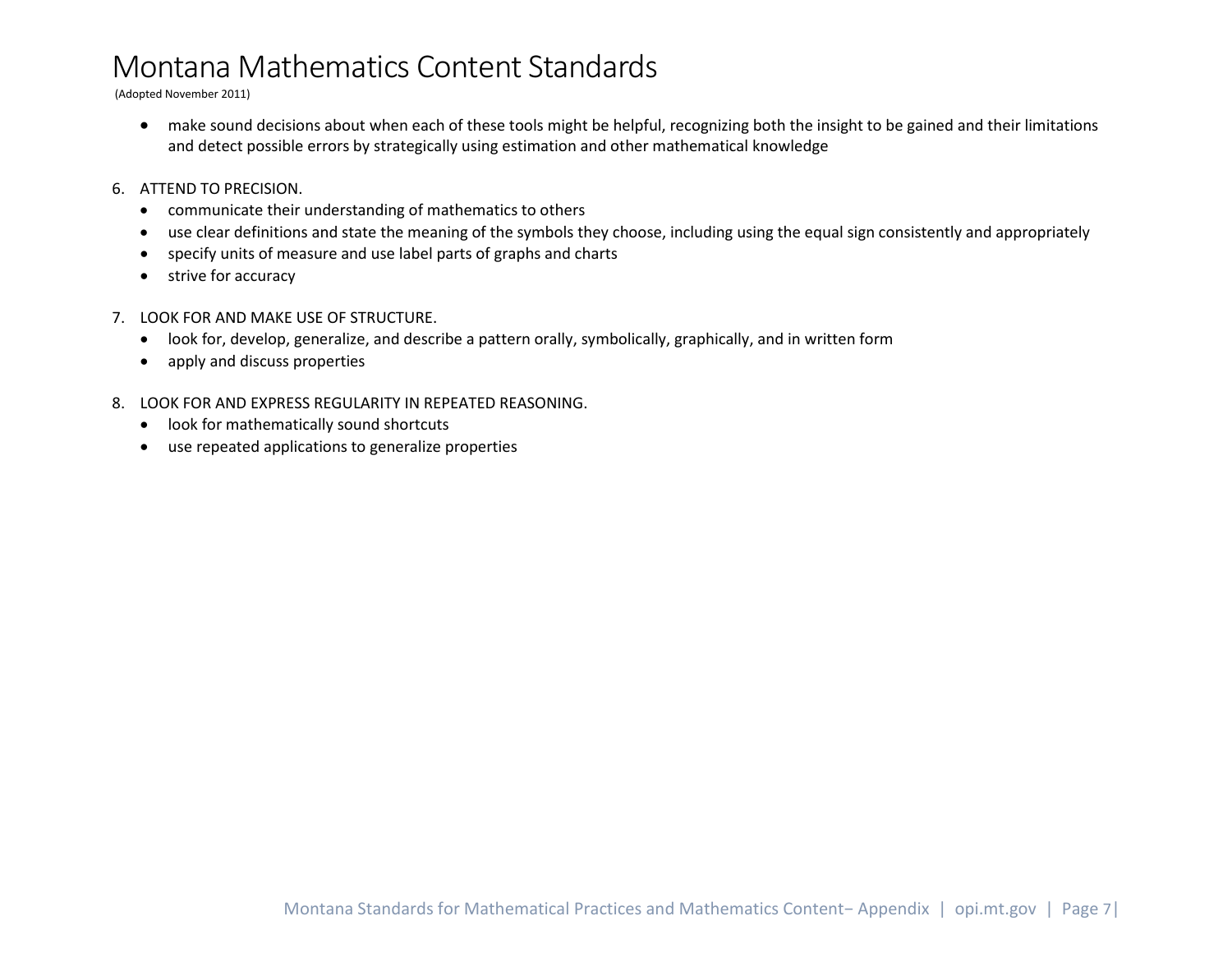- make sound decisions about when each of these tools might be helpful, recognizing both the insight to be gained and their limitations and detect possible errors by strategically using estimation and other mathematical knowledge

6. ATTEND TO PRECISION.
   - communicate their understanding of mathematics to others
   - use clear definitions and state the meaning of the symbols they choose, including using the equal sign consistently and appropriately
   - specify units of measure and use label parts of graphs and charts
   - strive for accuracy

7. LOOK FOR AND MAKE USE OF STRUCTURE.
   - look for, develop, generalize, and describe a pattern orally, symbolically, graphically, and in written form
   - apply and discuss properties

8. LOOK FOR AND EXPRESS REGULARITY IN REPEATED REASONING.
   - look for mathematically sound shortcuts
   - use repeated applications to generalize properties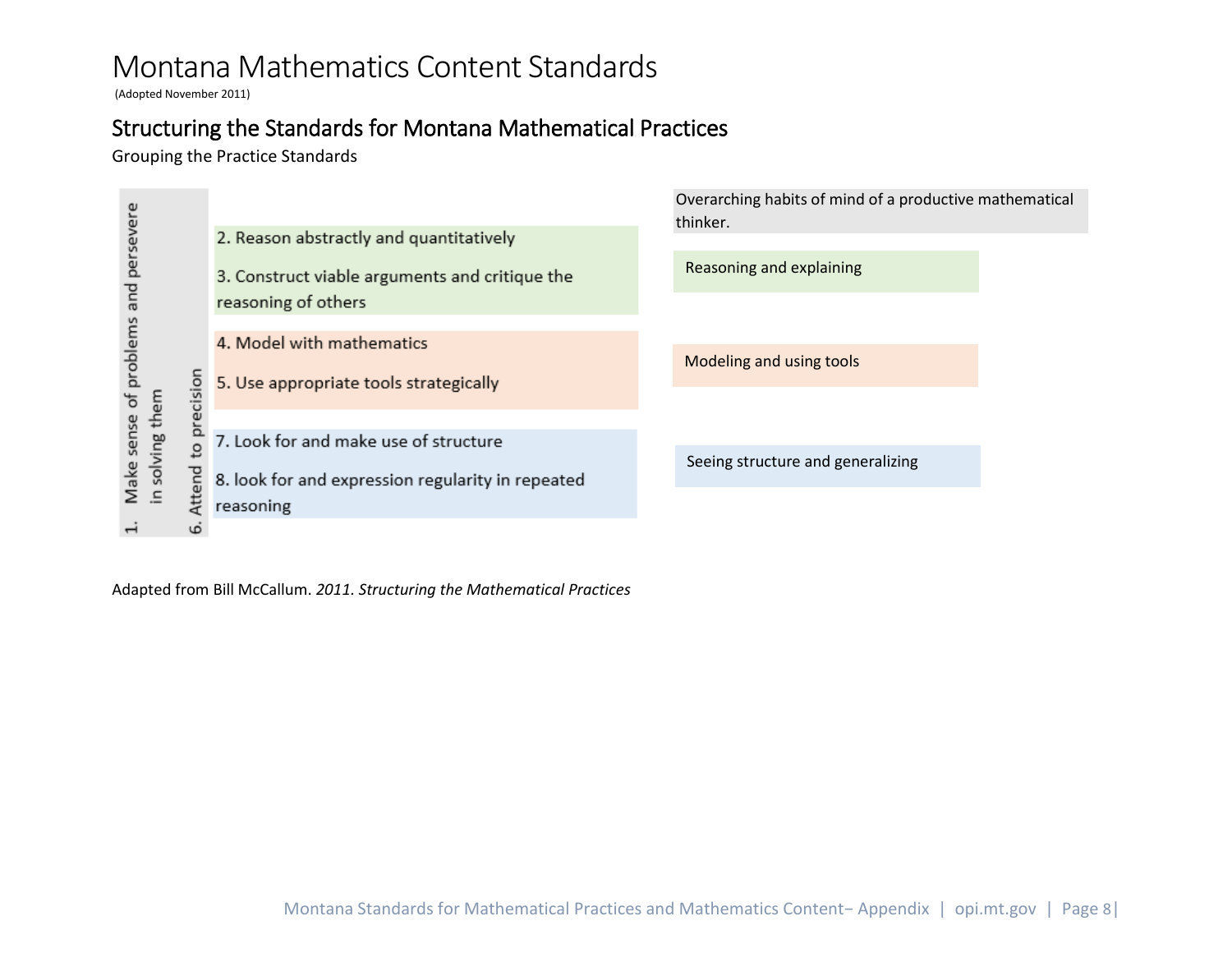# Montana Mathematics Content Standards

(Adopted November 2011)

## Structuring the Standards for Montana Mathematical Practices

Grouping the Practice Standards

| Overarching habits of mind of a productive mathematical thinker | | Practice Standards | Grouping |
|---|---|---|---|
| 1. Make sense of problems and persevere in solving them | 6. Attend to precision | 2. Reason abstractly and quantitatively<br>3. Construct viable arguments and critique the reasoning of others | Reasoning and explaining |
| | | 4. Model with mathematics<br>5. Use appropriate tools strategically | Modeling and using tools |
| | | 7. Look for and make use of structure<br>8. look for and expression regularity in repeated reasoning | Seeing structure and generalizing |

Adapted from Bill McCallum. *2011. Structuring the Mathematical Practices*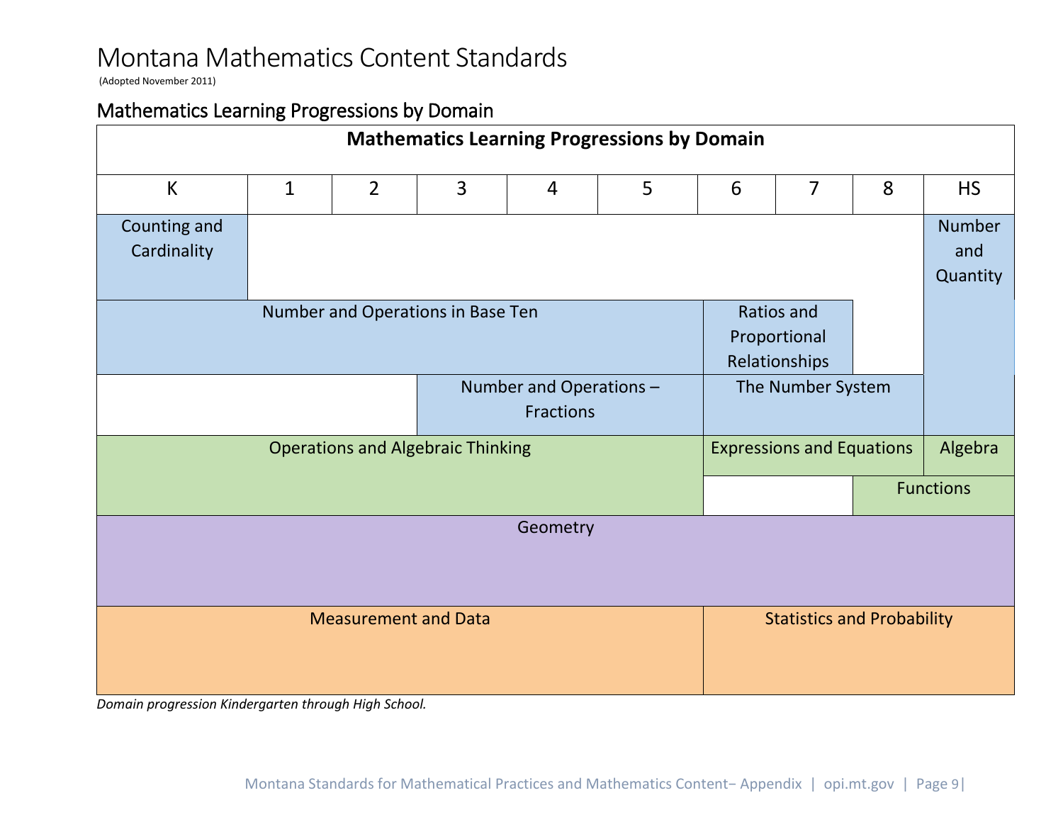# Montana Mathematics Content Standards

(Adopted November 2011)

## Mathematics Learning Progressions by Domain

| Mathematics Learning Progressions by Domain | | | | | | | | | |
|---|---|---|---|---|---|---|---|---|---|
| K | 1 | 2 | 3 | 4 | 5 | 6 | 7 | 8 | HS |
| Counting and Cardinality | | | | | | | | | Number and Quantity |
| Number and Operations in Base Ten | | | | | | Ratios and Proportional Relationships | | | |
| | | | Number and Operations – Fractions | | | The Number System | | | |
| Operations and Algebraic Thinking | | | | | | Expressions and Equations | | | Algebra |
| | | | | | | | | Functions | |
| Geometry | | | | | | | | | |
| Measurement and Data | | | | | | Statistics and Probability | | | |

*Domain progression Kindergarten through High School.*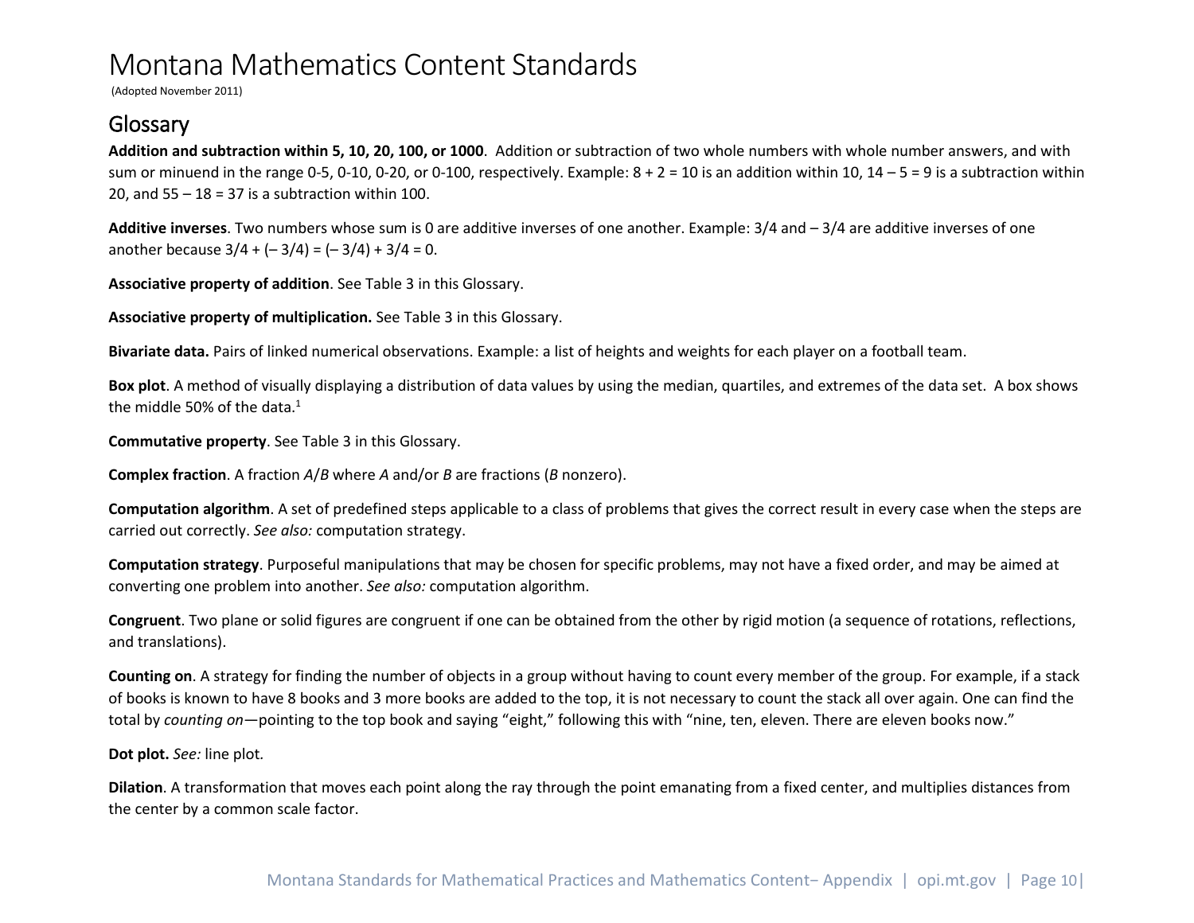# Montana Mathematics Content Standards

(Adopted November 2011)

## Glossary

**Addition and subtraction within 5, 10, 20, 100, or 1000**. Addition or subtraction of two whole numbers with whole number answers, and with sum or minuend in the range 0-5, 0-10, 0-20, or 0-100, respectively. Example: 8 + 2 = 10 is an addition within 10, 14 – 5 = 9 is a subtraction within 20, and 55 – 18 = 37 is a subtraction within 100.

**Additive inverses**. Two numbers whose sum is 0 are additive inverses of one another. Example: 3/4 and – 3/4 are additive inverses of one another because 3/4 + (– 3/4) = (– 3/4) + 3/4 = 0.

**Associative property of addition**. See Table 3 in this Glossary.

**Associative property of multiplication.** See Table 3 in this Glossary.

**Bivariate data.** Pairs of linked numerical observations. Example: a list of heights and weights for each player on a football team.

**Box plot**. A method of visually displaying a distribution of data values by using the median, quartiles, and extremes of the data set. A box shows the middle 50% of the data.[1]

**Commutative property**. See Table 3 in this Glossary.

**Complex fraction**. A fraction *A*/*B* where *A* and/or *B* are fractions (*B* nonzero).

**Computation algorithm**. A set of predefined steps applicable to a class of problems that gives the correct result in every case when the steps are carried out correctly. *See also:* computation strategy.

**Computation strategy**. Purposeful manipulations that may be chosen for specific problems, may not have a fixed order, and may be aimed at converting one problem into another. *See also:* computation algorithm.

**Congruent**. Two plane or solid figures are congruent if one can be obtained from the other by rigid motion (a sequence of rotations, reflections, and translations).

**Counting on**. A strategy for finding the number of objects in a group without having to count every member of the group. For example, if a stack of books is known to have 8 books and 3 more books are added to the top, it is not necessary to count the stack all over again. One can find the total by *counting on*—pointing to the top book and saying "eight," following this with "nine, ten, eleven. There are eleven books now."

**Dot plot.** *See:* line plot.

**Dilation**. A transformation that moves each point along the ray through the point emanating from a fixed center, and multiplies distances from the center by a common scale factor.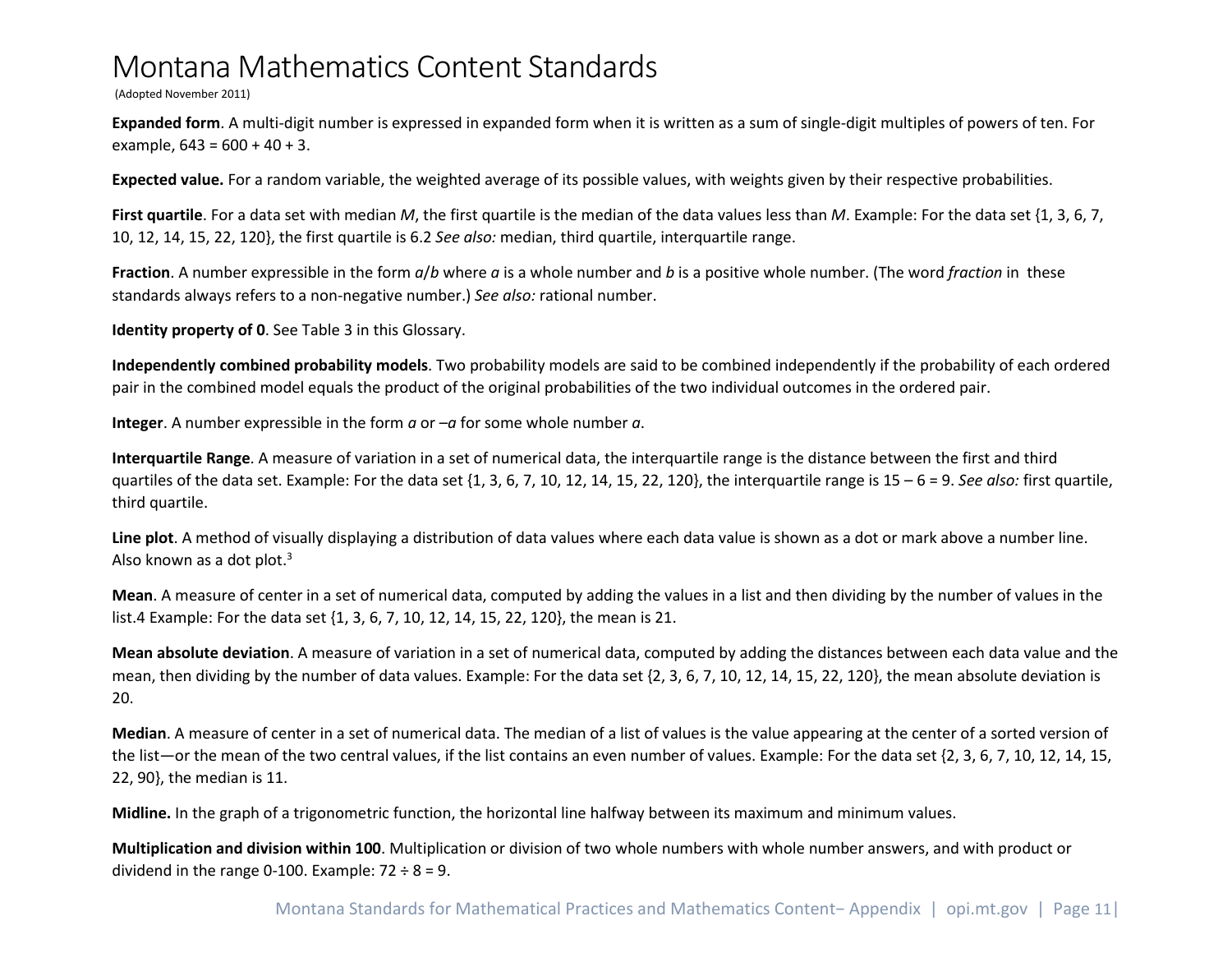# Montana Mathematics Content Standards

(Adopted November 2011)

**Expanded form**. A multi-digit number is expressed in expanded form when it is written as a sum of single-digit multiples of powers of ten. For example, 643 = 600 + 40 + 3.

**Expected value.** For a random variable, the weighted average of its possible values, with weights given by their respective probabilities.

**First quartile**. For a data set with median *M*, the first quartile is the median of the data values less than *M*. Example: For the data set {1, 3, 6, 7, 10, 12, 14, 15, 22, 120}, the first quartile is 6.2 *See also:* median, third quartile, interquartile range.

**Fraction**. A number expressible in the form *a*/*b* where *a* is a whole number and *b* is a positive whole number. (The word *fraction* in these standards always refers to a non-negative number.) *See also:* rational number.

**Identity property of 0**. See Table 3 in this Glossary.

**Independently combined probability models**. Two probability models are said to be combined independently if the probability of each ordered pair in the combined model equals the product of the original probabilities of the two individual outcomes in the ordered pair.

**Integer**. A number expressible in the form *a* or –*a* for some whole number *a*.

**Interquartile Range**. A measure of variation in a set of numerical data, the interquartile range is the distance between the first and third quartiles of the data set. Example: For the data set {1, 3, 6, 7, 10, 12, 14, 15, 22, 120}, the interquartile range is 15 – 6 = 9. *See also:* first quartile, third quartile.

**Line plot**. A method of visually displaying a distribution of data values where each data value is shown as a dot or mark above a number line. Also known as a dot plot.[3]

**Mean**. A measure of center in a set of numerical data, computed by adding the values in a list and then dividing by the number of values in the list.4 Example: For the data set {1, 3, 6, 7, 10, 12, 14, 15, 22, 120}, the mean is 21.

**Mean absolute deviation**. A measure of variation in a set of numerical data, computed by adding the distances between each data value and the mean, then dividing by the number of data values. Example: For the data set {2, 3, 6, 7, 10, 12, 14, 15, 22, 120}, the mean absolute deviation is 20.

**Median**. A measure of center in a set of numerical data. The median of a list of values is the value appearing at the center of a sorted version of the list—or the mean of the two central values, if the list contains an even number of values. Example: For the data set {2, 3, 6, 7, 10, 12, 14, 15, 22, 90}, the median is 11.

**Midline.** In the graph of a trigonometric function, the horizontal line halfway between its maximum and minimum values.

**Multiplication and division within 100**. Multiplication or division of two whole numbers with whole number answers, and with product or dividend in the range 0-100. Example: 72 ÷ 8 = 9.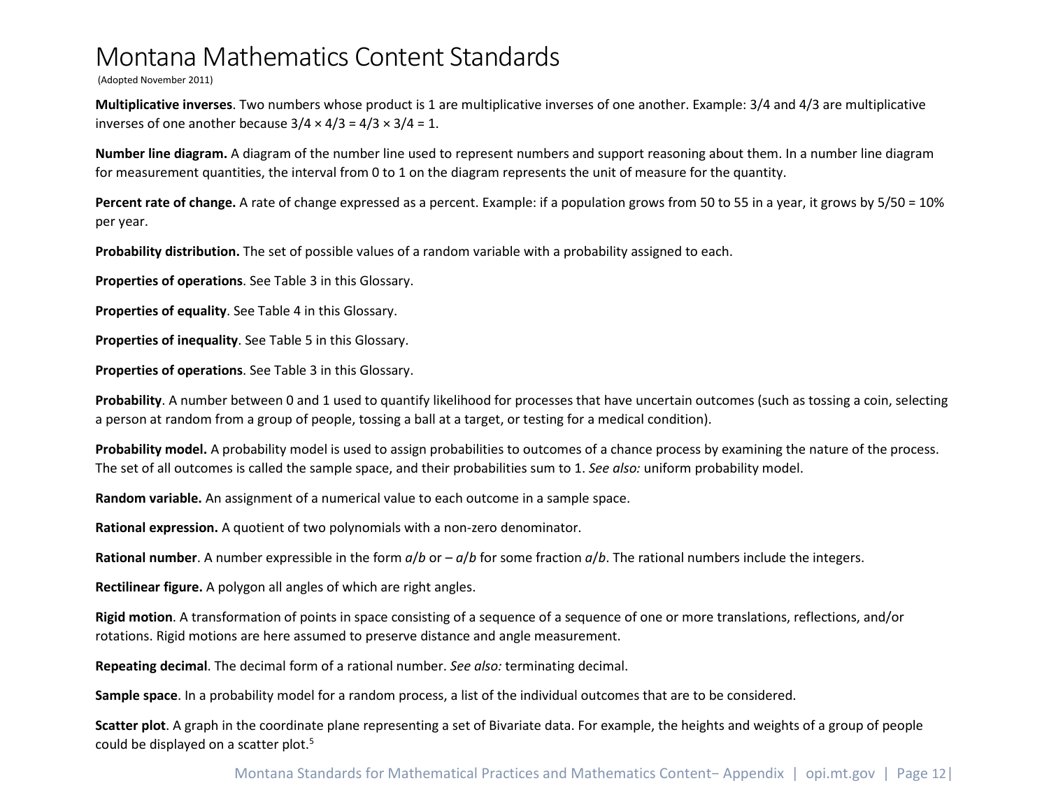**Multiplicative inverses**. Two numbers whose product is 1 are multiplicative inverses of one another. Example: $3/4$ and $4/3$ are multiplicative inverses of one another because $3/4 \times 4/3 = 4/3 \times 3/4 = 1$.

**Number line diagram.** A diagram of the number line used to represent numbers and support reasoning about them. In a number line diagram for measurement quantities, the interval from 0 to 1 on the diagram represents the unit of measure for the quantity.

**Percent rate of change.** A rate of change expressed as a percent. Example: if a population grows from 50 to 55 in a year, it grows by $5/50 = 10\%$ per year.

**Probability distribution.** The set of possible values of a random variable with a probability assigned to each.

**Properties of operations**. See Table 3 in this Glossary.

**Properties of equality**. See Table 4 in this Glossary.

**Properties of inequality**. See Table 5 in this Glossary.

**Properties of operations**. See Table 3 in this Glossary.

**Probability**. A number between 0 and 1 used to quantify likelihood for processes that have uncertain outcomes (such as tossing a coin, selecting a person at random from a group of people, tossing a ball at a target, or testing for a medical condition).

**Probability model.** A probability model is used to assign probabilities to outcomes of a chance process by examining the nature of the process. The set of all outcomes is called the sample space, and their probabilities sum to 1. *See also:* uniform probability model.

**Random variable.** An assignment of a numerical value to each outcome in a sample space.

**Rational expression.** A quotient of two polynomials with a non-zero denominator.

**Rational number**. A number expressible in the form $a/b$ or $-a/b$ for some fraction $a/b$. The rational numbers include the integers.

**Rectilinear figure.** A polygon all angles of which are right angles.

**Rigid motion**. A transformation of points in space consisting of a sequence of a sequence of one or more translations, reflections, and/or rotations. Rigid motions are here assumed to preserve distance and angle measurement.

**Repeating decimal**. The decimal form of a rational number. *See also:* terminating decimal.

**Sample space**. In a probability model for a random process, a list of the individual outcomes that are to be considered.

**Scatter plot**. A graph in the coordinate plane representing a set of Bivariate data. For example, the heights and weights of a group of people could be displayed on a scatter plot.[5]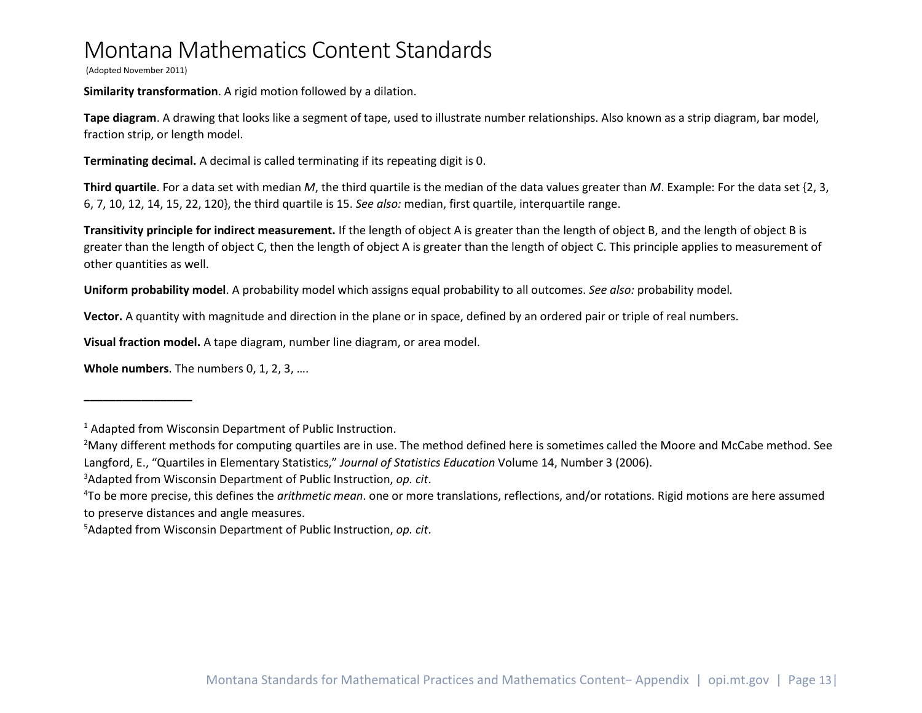Similarity transformation**. A rigid motion followed by a dilation.

**Tape diagram**. A drawing that looks like a segment of tape, used to illustrate number relationships. Also known as a strip diagram, bar model, fraction strip, or length model.

**Terminating decimal.** A decimal is called terminating if its repeating digit is 0.

**Third quartile**. For a data set with median *M*, the third quartile is the median of the data values greater than *M*. Example: For the data set {2, 3, 6, 7, 10, 12, 14, 15, 22, 120}, the third quartile is 15. *See also:* median, first quartile, interquartile range.

**Transitivity principle for indirect measurement.** If the length of object A is greater than the length of object B, and the length of object B is greater than the length of object C, then the length of object A is greater than the length of object C. This principle applies to measurement of other quantities as well.

**Uniform probability model**. A probability model which assigns equal probability to all outcomes. *See also:* probability model.

**Vector.** A quantity with magnitude and direction in the plane or in space, defined by an ordered pair or triple of real numbers.

**Visual fraction model.** A tape diagram, number line diagram, or area model.

**Whole numbers**. The numbers 0, 1, 2, 3, ….

_________________

[1] Adapted from Wisconsin Department of Public Instruction.

[2] Many different methods for computing quartiles are in use. The method defined here is sometimes called the Moore and McCabe method. See Langford, E., "Quartiles in Elementary Statistics," *Journal of Statistics Education* Volume 14, Number 3 (2006).

[3] Adapted from Wisconsin Department of Public Instruction, *op. cit*.

[4] To be more precise, this defines the *arithmetic mean*. one or more translations, reflections, and/or rotations. Rigid motions are here assumed to preserve distances and angle measures.

[5] Adapted from Wisconsin Department of Public Instruction, *op. cit*.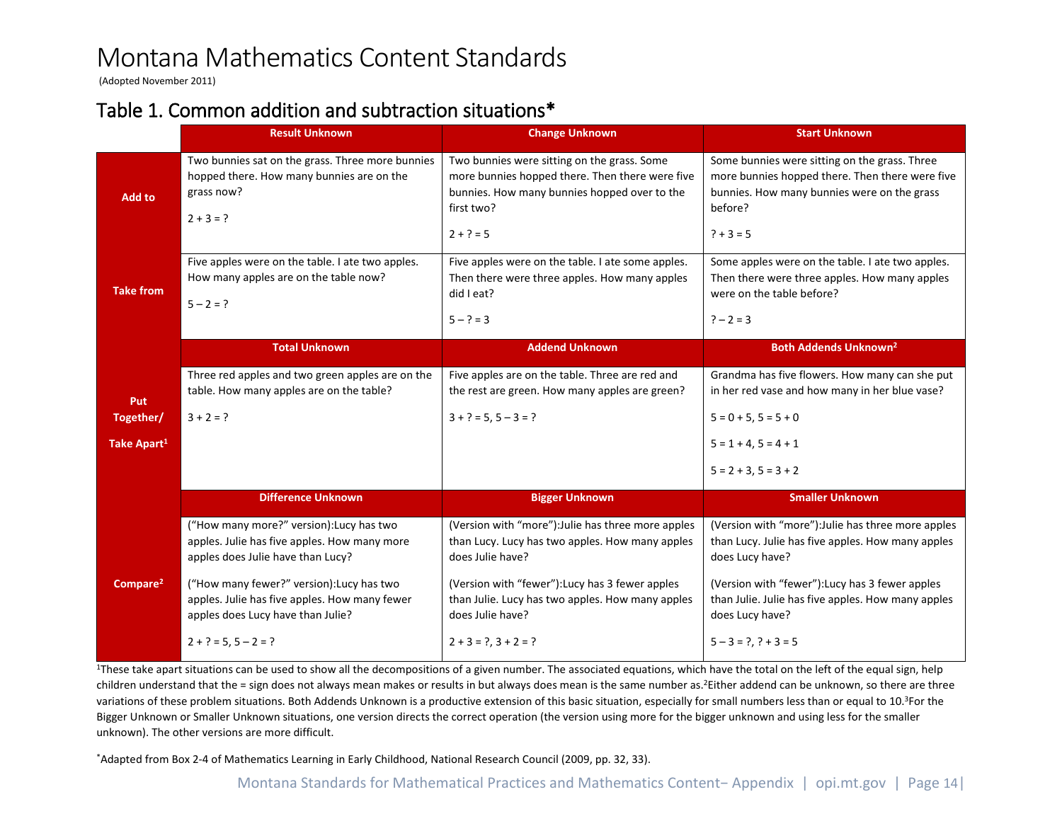# Montana Mathematics Content Standards

(Adopted November 2011)

## Table 1. Common addition and subtraction situations*

| | Result Unknown | Change Unknown | Start Unknown |
|---|---|---|---|
| **Add to** | Two bunnies sat on the grass. Three more bunnies hopped there. How many bunnies are on the grass now?<br><br>$2 + 3 = ?$ | Two bunnies were sitting on the grass. Some more bunnies hopped there. Then there were five bunnies. How many bunnies hopped over to the first two?<br><br>$2 + ? = 5$ | Some bunnies were sitting on the grass. Three more bunnies hopped there. Then there were five bunnies. How many bunnies were on the grass before?<br><br>$? + 3 = 5$ |
| **Take from** | Five apples were on the table. I ate two apples. How many apples are on the table now?<br><br>$5 – 2 = ?$ | Five apples were on the table. I ate some apples. Then there were three apples. How many apples did I eat?<br><br>$5 – ? = 3$ | Some apples were on the table. I ate two apples. Then there were three apples. How many apples were on the table before?<br><br>$? – 2 = 3$ |
| | **Total Unknown** | **Addend Unknown** | **Both Addends Unknown[2]** |
| **Put Together/ Take Apart[1]** | Three red apples and two green apples are on the table. How many apples are on the table?<br><br>$3 + 2 = ?$ | Five apples are on the table. Three are red and the rest are green. How many apples are green?<br><br>$3 + ? = 5$, $5 – 3 = ?$ | Grandma has five flowers. How many can she put in her red vase and how many in her blue vase?<br><br>$5 = 0 + 5$, $5 = 5 + 0$<br><br>$5 = 1 + 4$, $5 = 4 + 1$<br><br>$5 = 2 + 3$, $5 = 3 + 2$ |
| | **Difference Unknown** | **Bigger Unknown** | **Smaller Unknown** |
| **Compare[2]** | ("How many more?" version):Lucy has two apples. Julie has five apples. How many more apples does Julie have than Lucy?<br><br>("How many fewer?" version):Lucy has two apples. Julie has five apples. How many fewer apples does Lucy have than Julie?<br><br>$2 + ? = 5$, $5 – 2 = ?$ | (Version with "more"):Julie has three more apples than Lucy. Lucy has two apples. How many apples does Julie have?<br><br>(Version with "fewer"):Lucy has 3 fewer apples than Julie. Lucy has two apples. How many apples does Julie have?<br><br>$2 + 3 = ?$, $3 + 2 = ?$ | (Version with "more"):Julie has three more apples than Lucy. Julie has five apples. How many apples does Lucy have?<br><br>(Version with "fewer"):Lucy has 3 fewer apples than Julie. Julie has five apples. How many apples does Lucy have?<br><br>$5 – 3 = ?$, $? + 3 = 5$ |

[1]These take apart situations can be used to show all the decompositions of a given number. The associated equations, which have the total on the left of the equal sign, help children understand that the = sign does not always mean makes or results in but always does mean is the same number as.[2]Either addend can be unknown, so there are three variations of these problem situations. Both Addends Unknown is a productive extension of this basic situation, especially for small numbers less than or equal to 10.[3]For the Bigger Unknown or Smaller Unknown situations, one version directs the correct operation (the version using more for the bigger unknown and using less for the smaller unknown). The other versions are more difficult.

*Adapted from Box 2-4 of Mathematics Learning in Early Childhood, National Research Council (2009, pp. 32, 33).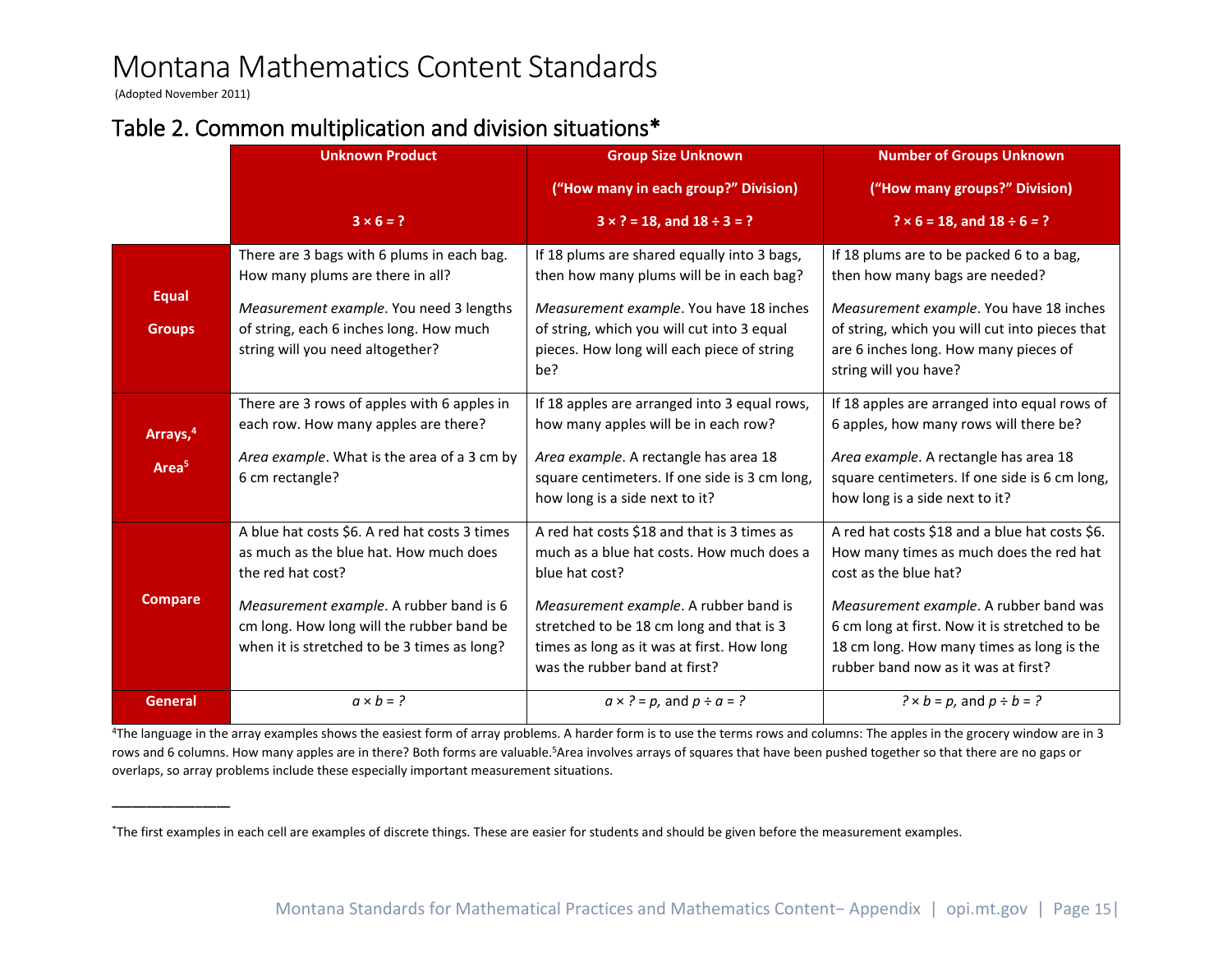# Montana Mathematics Content Standards

(Adopted November 2011)

## Table 2. Common multiplication and division situations*

| | Unknown Product<br><br>$3 \times 6 = ?$ | Group Size Unknown<br><br>("How many in each group?" Division)<br><br>$3 \times ? = 18$, and $18 \div 3 = ?$ | Number of Groups Unknown<br><br>("How many groups?" Division)<br><br>$? \times 6 = 18$, and $18 \div 6 = ?$ |
|---|---|---|---|
| **Equal Groups** | There are 3 bags with 6 plums in each bag. How many plums are there in all?<br><br>*Measurement example*. You need 3 lengths of string, each 6 inches long. How much string will you need altogether? | If 18 plums are shared equally into 3 bags, then how many plums will be in each bag?<br><br>*Measurement example*. You have 18 inches of string, which you will cut into 3 equal pieces. How long will each piece of string be? | If 18 plums are to be packed 6 to a bag, then how many bags are needed?<br><br>*Measurement example*. You have 18 inches of string, which you will cut into pieces that are 6 inches long. How many pieces of string will you have? |
| **Arrays,[4] Area[5]** | There are 3 rows of apples with 6 apples in each row. How many apples are there?<br><br>*Area example*. What is the area of a 3 cm by 6 cm rectangle? | If 18 apples are arranged into 3 equal rows, how many apples will be in each row?<br><br>*Area example*. A rectangle has area 18 square centimeters. If one side is 3 cm long, how long is a side next to it? | If 18 apples are arranged into equal rows of 6 apples, how many rows will there be?<br><br>*Area example*. A rectangle has area 18 square centimeters. If one side is 6 cm long, how long is a side next to it? |
| **Compare** | A blue hat costs $6. A red hat costs 3 times as much as the blue hat. How much does the red hat cost?<br><br>*Measurement example*. A rubber band is 6 cm long. How long will the rubber band be when it is stretched to be 3 times as long? | A red hat costs $18 and that is 3 times as much as a blue hat costs. How much does a blue hat cost?<br><br>*Measurement example*. A rubber band is stretched to be 18 cm long and that is 3 times as long as it was at first. How long was the rubber band at first? | A red hat costs $18 and a blue hat costs $6. How many times as much does the red hat cost as the blue hat?<br><br>*Measurement example*. A rubber band was 6 cm long at first. Now it is stretched to be 18 cm long. How many times as long is the rubber band now as it was at first? |
| **General** | $a \times b = ?$ | $a \times ? = p$, and $p \div a = ?$ | $? \times b = p$, and $p \div b = ?$ |

[4]The language in the array examples shows the easiest form of array problems. A harder form is to use the terms rows and columns: The apples in the grocery window are in 3 rows and 6 columns. How many apples are in there? Both forms are valuable.[5]Area involves arrays of squares that have been pushed together so that there are no gaps or overlaps, so array problems include these especially important measurement situations.

---

*The first examples in each cell are examples of discrete things. These are easier for students and should be given before the measurement examples.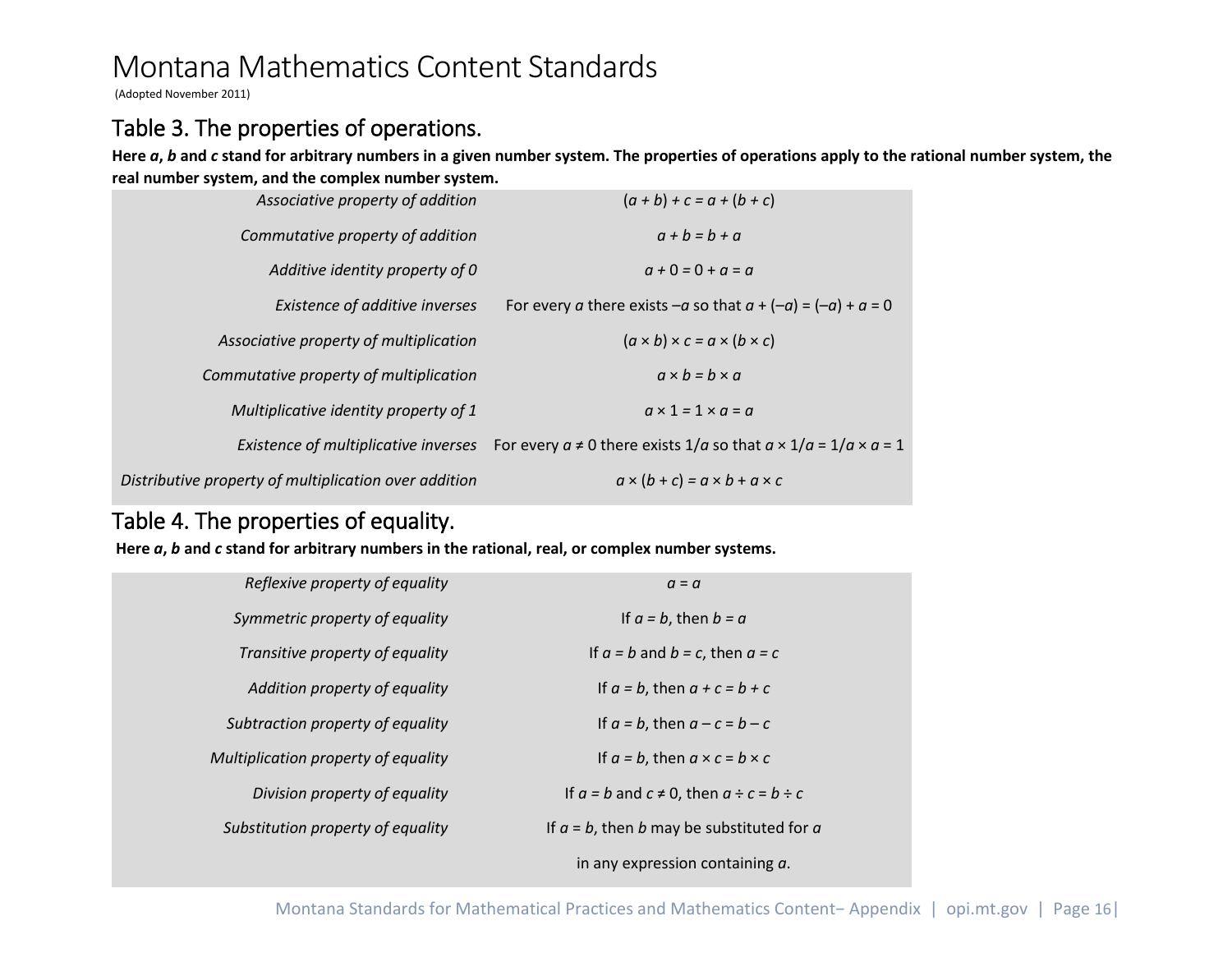# Montana Mathematics Content Standards

(Adopted November 2011)

## Table 3. The properties of operations.

**Here *a*, *b* and *c* stand for arbitrary numbers in a given number system. The properties of operations apply to the rational number system, the real number system, and the complex number system.**

| | |
|---|---|
| *Associative property of addition* | $(a + b) + c = a + (b + c)$ |
| *Commutative property of addition* | $a + b = b + a$ |
| *Additive identity property of 0* | $a + 0 = 0 + a = a$ |
| *Existence of additive inverses* | For every $a$ there exists $–a$ so that $a + (–a) = (–a) + a = 0$ |
| *Associative property of multiplication* | $(a \times b) \times c = a \times (b \times c)$ |
| *Commutative property of multiplication* | $a \times b = b \times a$ |
| *Multiplicative identity property of 1* | $a \times 1 = 1 \times a = a$ |
| *Existence of multiplicative inverses* | For every $a \neq 0$ there exists $1/a$ so that $a \times 1/a = 1/a \times a = 1$ |
| *Distributive property of multiplication over addition* | $a \times (b + c) = a \times b + a \times c$ |

## Table 4. The properties of equality.

**Here *a*, *b* and *c* stand for arbitrary numbers in the rational, real, or complex number systems.**

| | |
|---|---|
| *Reflexive property of equality* | $a = a$ |
| *Symmetric property of equality* | If $a = b$, then $b = a$ |
| *Transitive property of equality* | If $a = b$ and $b = c$, then $a = c$ |
| *Addition property of equality* | If $a = b$, then $a + c = b + c$ |
| *Subtraction property of equality* | If $a = b$, then $a – c = b – c$ |
| *Multiplication property of equality* | If $a = b$, then $a \times c = b \times c$ |
| *Division property of equality* | If $a = b$ and $c \neq 0$, then $a \div c = b \div c$ |
| *Substitution property of equality* | If $a = b$, then $b$ may be substituted for $a$ in any expression containing $a$. |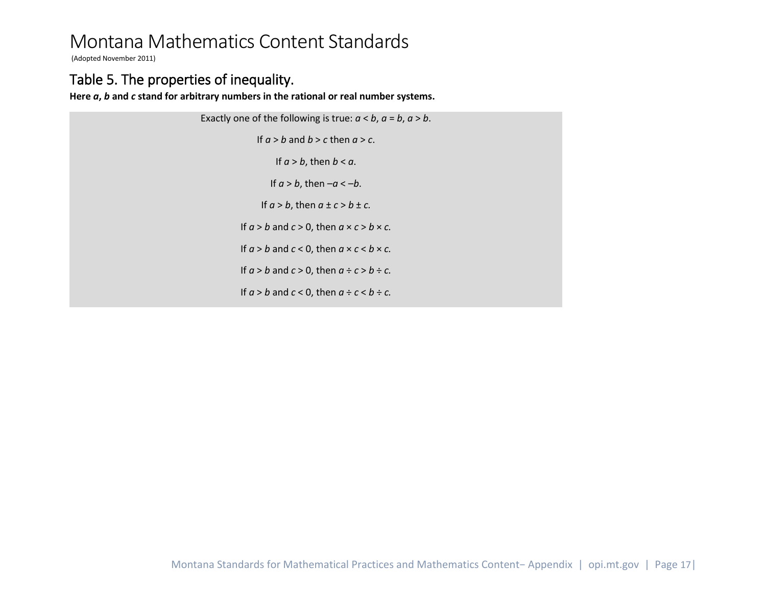# Montana Mathematics Content Standards

(Adopted November 2011)

## Table 5. The properties of inequality.

**Here *a*, *b* and *c* stand for arbitrary numbers in the rational or real number systems.**

| |
|---|
| Exactly one of the following is true: $a < b$, $a = b$, $a > b$. |
| If $a > b$ and $b > c$ then $a > c$. |
| If $a > b$, then $b < a$. |
| If $a > b$, then $-a < -b$. |
| If $a > b$, then $a \pm c > b \pm c$. |
| If $a > b$ and $c > 0$, then $a \times c > b \times c$. |
| If $a > b$ and $c < 0$, then $a \times c < b \times c$. |
| If $a > b$ and $c > 0$, then $a \div c > b \div c$. |
| If $a > b$ and $c < 0$, then $a \div c < b \div c$. |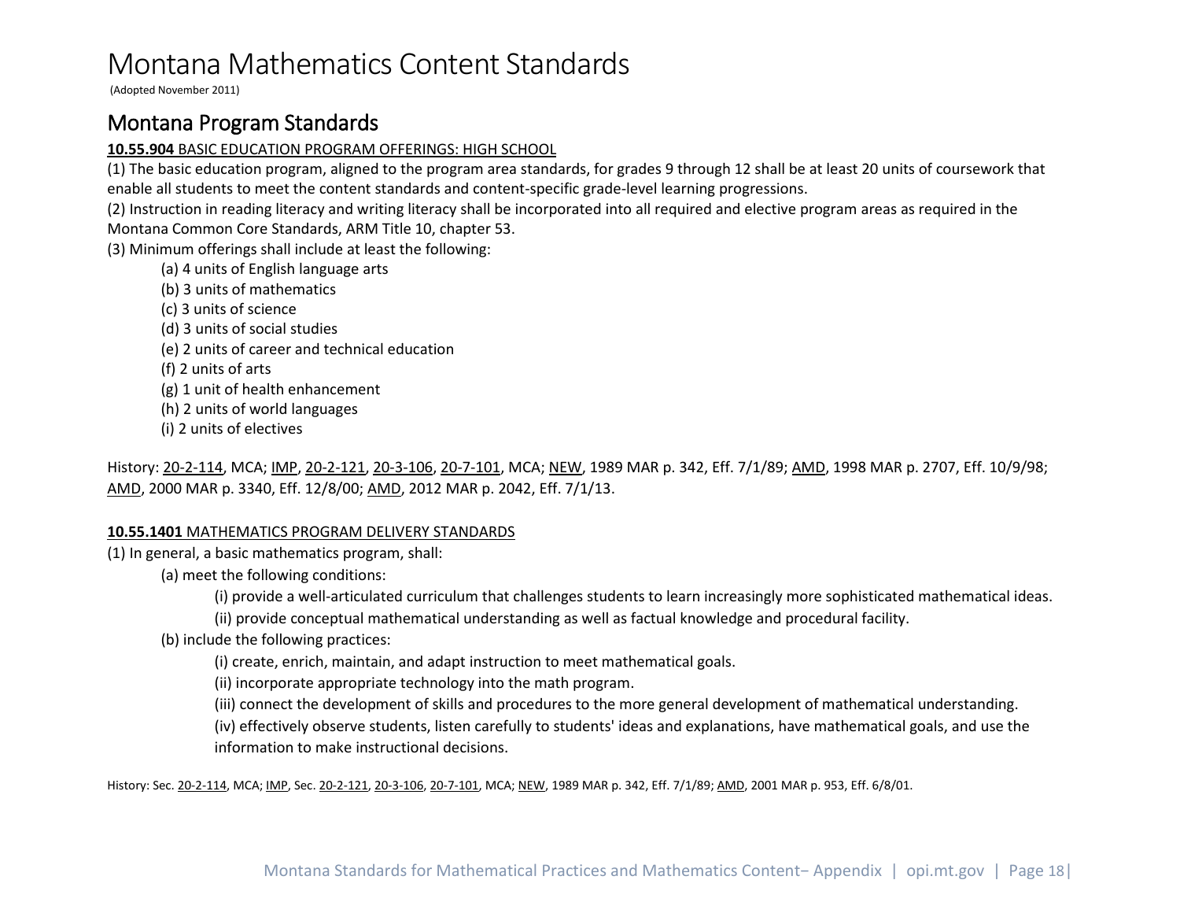# Montana Mathematics Content Standards

(Adopted November 2011)

## Montana Program Standards

**10.55.904** BASIC EDUCATION PROGRAM OFFERINGS: HIGH SCHOOL

(1) The basic education program, aligned to the program area standards, for grades 9 through 12 shall be at least 20 units of coursework that enable all students to meet the content standards and content-specific grade-level learning progressions.

(2) Instruction in reading literacy and writing literacy shall be incorporated into all required and elective program areas as required in the Montana Common Core Standards, ARM Title 10, chapter 53.

(3) Minimum offerings shall include at least the following:

- (a) 4 units of English language arts
- (b) 3 units of mathematics
- (c) 3 units of science
- (d) 3 units of social studies
- (e) 2 units of career and technical education
- (f) 2 units of arts
- (g) 1 unit of health enhancement
- (h) 2 units of world languages
- (i) 2 units of electives

History: 20-2-114, MCA; IMP, 20-2-121, 20-3-106, 20-7-101, MCA; NEW, 1989 MAR p. 342, Eff. 7/1/89; AMD, 1998 MAR p. 2707, Eff. 10/9/98; AMD, 2000 MAR p. 3340, Eff. 12/8/00; AMD, 2012 MAR p. 2042, Eff. 7/1/13.

**10.55.1401** MATHEMATICS PROGRAM DELIVERY STANDARDS

(1) In general, a basic mathematics program, shall:

- (a) meet the following conditions:
  - (i) provide a well-articulated curriculum that challenges students to learn increasingly more sophisticated mathematical ideas.
  - (ii) provide conceptual mathematical understanding as well as factual knowledge and procedural facility.
- (b) include the following practices:
  - (i) create, enrich, maintain, and adapt instruction to meet mathematical goals.
  - (ii) incorporate appropriate technology into the math program.
  - (iii) connect the development of skills and procedures to the more general development of mathematical understanding.
  - (iv) effectively observe students, listen carefully to students' ideas and explanations, have mathematical goals, and use the information to make instructional decisions.

History: Sec. 20-2-114, MCA; IMP, Sec. 20-2-121, 20-3-106, 20-7-101, MCA; NEW, 1989 MAR p. 342, Eff. 7/1/89; AMD, 2001 MAR p. 953, Eff. 6/8/01.